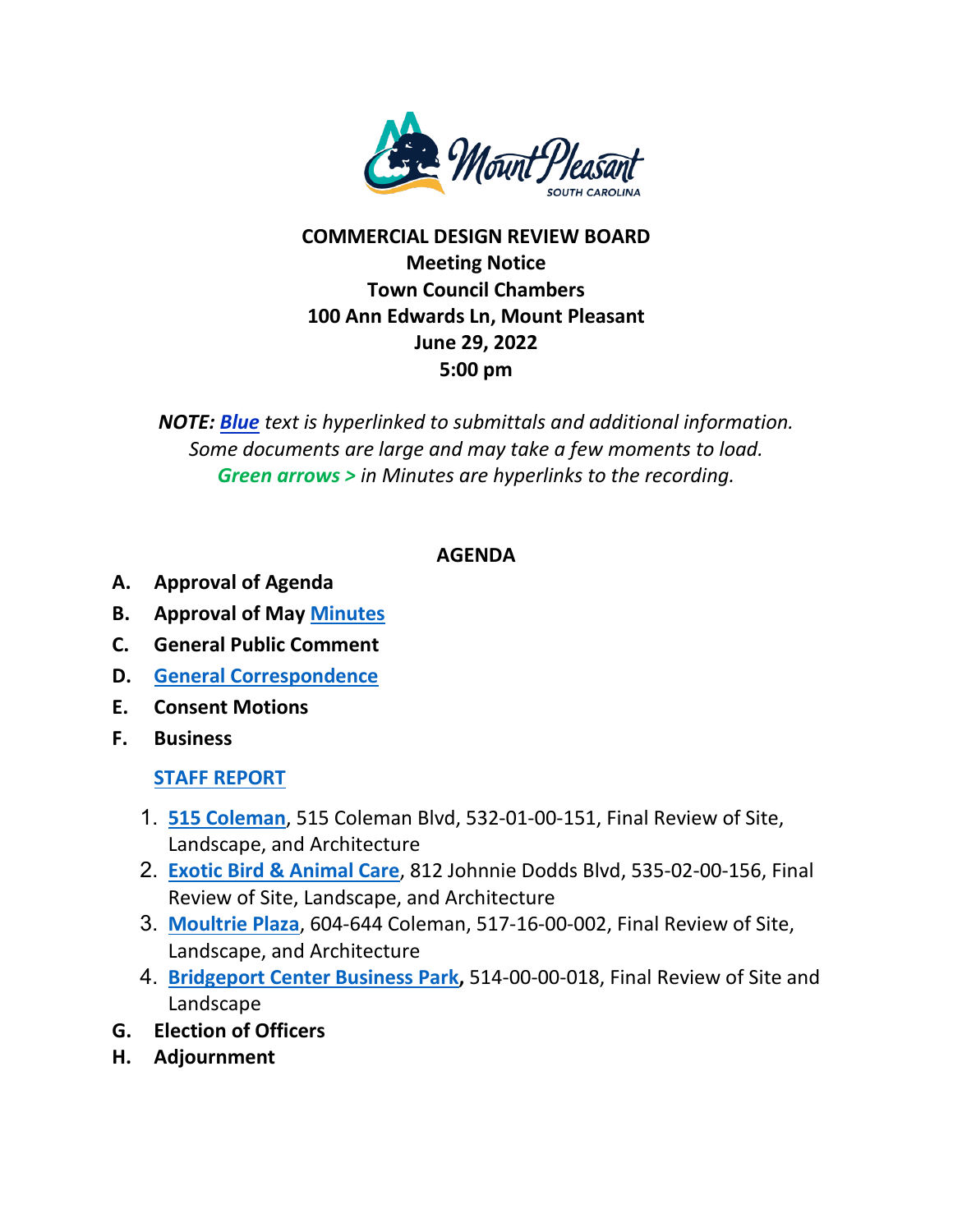Mount Pleasant
SOUTH CAROLINA

**COMMERCIAL DESIGN REVIEW BOARD**
**Meeting Notice**
**Town Council Chambers**
**100 Ann Edwards Ln, Mount Pleasant**
**June 29, 2022**
**5:00 pm**

*NOTE: **Blue** text is hyperlinked to submittals and additional information. Some documents are large and may take a few moments to load.*
*Green arrows > in Minutes are hyperlinks to the recording.*

## AGENDA

**A. Approval of Agenda**

**B. Approval of May Minutes**

**C. General Public Comment**

**D. General Correspondence**

**E. Consent Motions**

**F. Business**

**STAFF REPORT**

1. **515 Coleman**, 515 Coleman Blvd, 532-01-00-151, Final Review of Site, Landscape, and Architecture
2. **Exotic Bird & Animal Care**, 812 Johnnie Dodds Blvd, 535-02-00-156, Final Review of Site, Landscape, and Architecture
3. **Moultrie Plaza**, 604-644 Coleman, 517-16-00-002, Final Review of Site, Landscape, and Architecture
4. **Bridgeport Center Business Park**, 514-00-00-018, Final Review of Site and Landscape

**G. Election of Officers**

**H. Adjournment**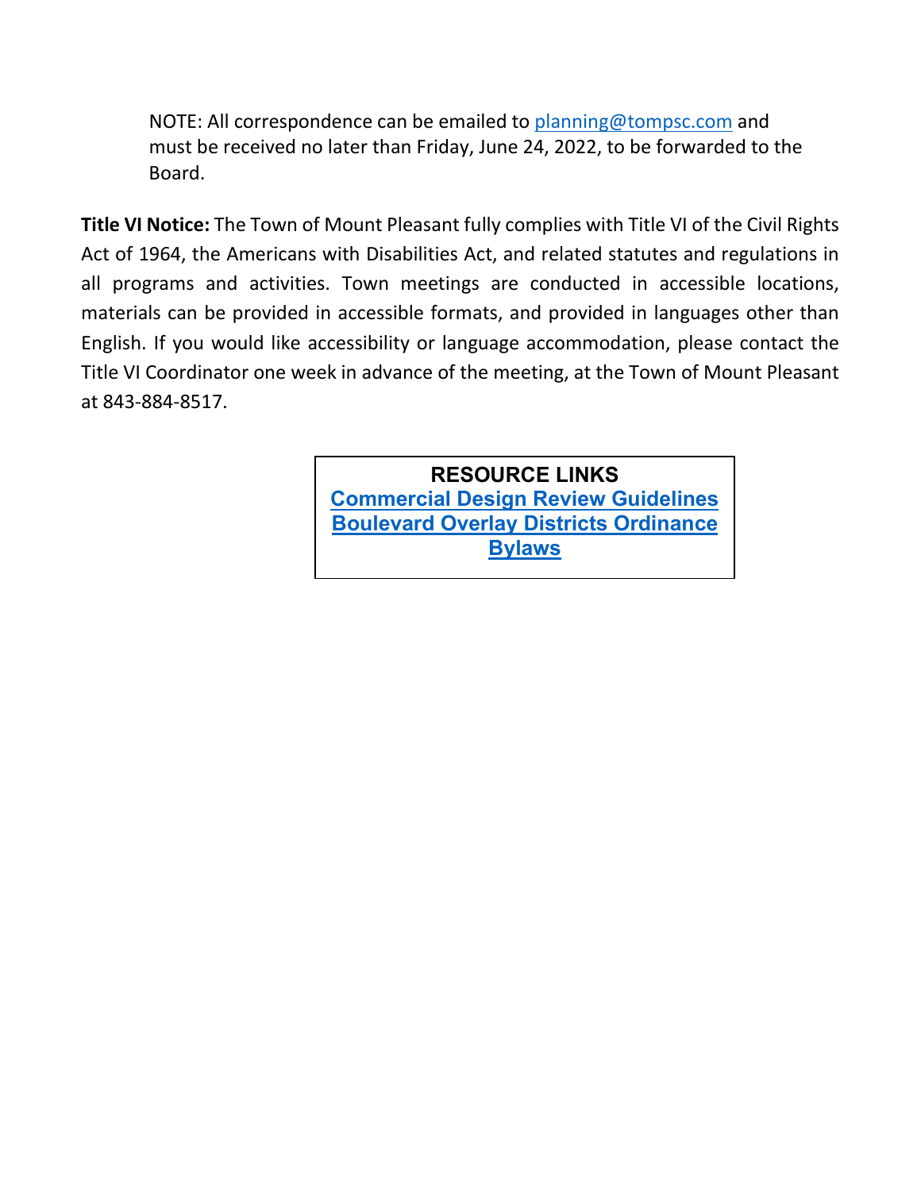NOTE: All correspondence can be emailed to planning@tompsc.com and must be received no later than Friday, June 24, 2022, to be forwarded to the Board.

**Title VI Notice:** The Town of Mount Pleasant fully complies with Title VI of the Civil Rights Act of 1964, the Americans with Disabilities Act, and related statutes and regulations in all programs and activities. Town meetings are conducted in accessible locations, materials can be provided in accessible formats, and provided in languages other than English. If you would like accessibility or language accommodation, please contact the Title VI Coordinator one week in advance of the meeting, at the Town of Mount Pleasant at 843-884-8517.

**RESOURCE LINKS**

**Commercial Design Review Guidelines**

**Boulevard Overlay Districts Ordinance**

**Bylaws**